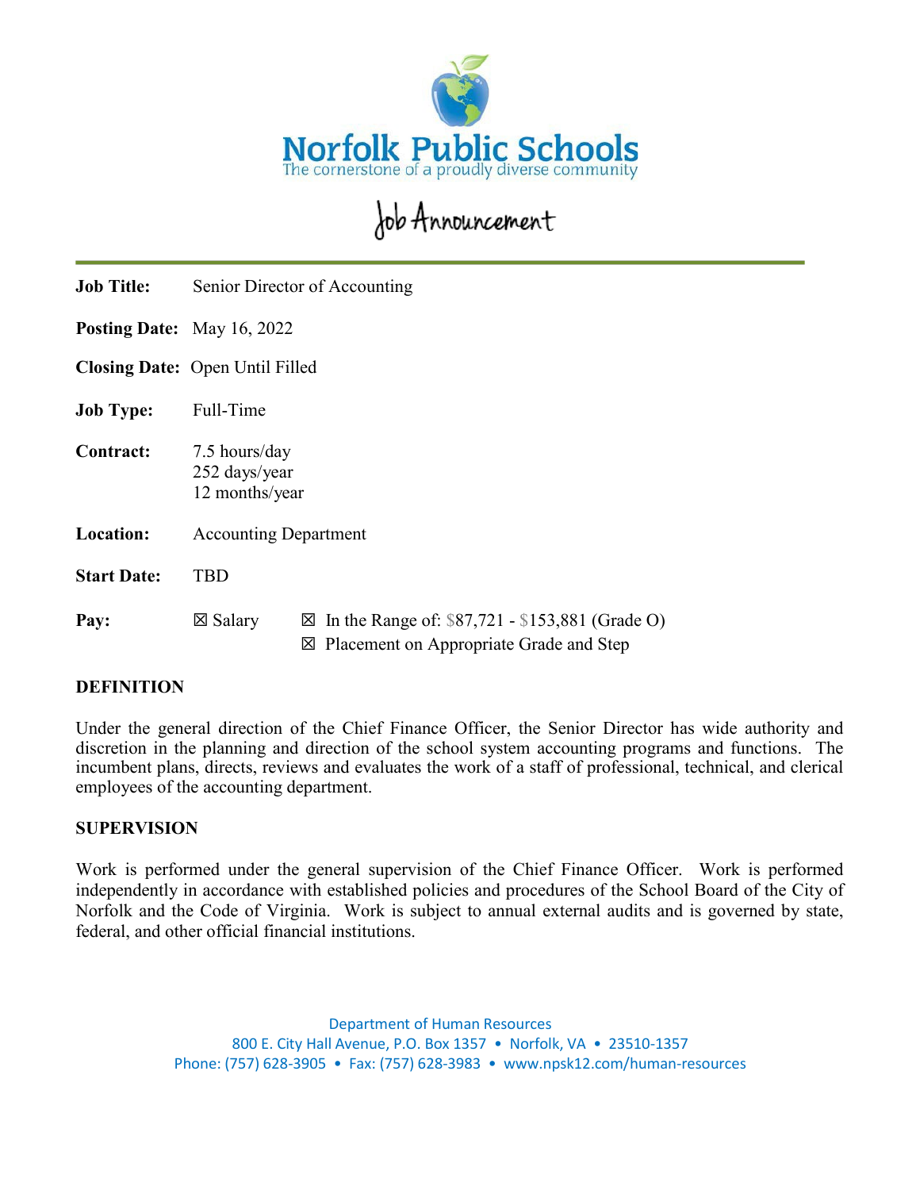# Norfolk Public Schools

The cornerstone of a proudly diverse community

## Job Announcement

**Job Title:** Senior Director of Accounting

**Posting Date:** May 16, 2022

**Closing Date:** Open Until Filled

**Job Type:** Full-Time

**Contract:** 7.5 hours/day
252 days/year
12 months/year

**Location:** Accounting Department

**Start Date:** TBD

**Pay:** ☒ Salary ☒ In the Range of: $87,721 - $153,881 (Grade O)
☒ Placement on Appropriate Grade and Step

### DEFINITION

Under the general direction of the Chief Finance Officer, the Senior Director has wide authority and discretion in the planning and direction of the school system accounting programs and functions. The incumbent plans, directs, reviews and evaluates the work of a staff of professional, technical, and clerical employees of the accounting department.

### SUPERVISION

Work is performed under the general supervision of the Chief Finance Officer. Work is performed independently in accordance with established policies and procedures of the School Board of the City of Norfolk and the Code of Virginia. Work is subject to annual external audits and is governed by state, federal, and other official financial institutions.

Department of Human Resources
800 E. City Hall Avenue, P.O. Box 1357 • Norfolk, VA • 23510-1357
Phone: (757) 628-3905 • Fax: (757) 628-3983 • www.npsk12.com/human-resources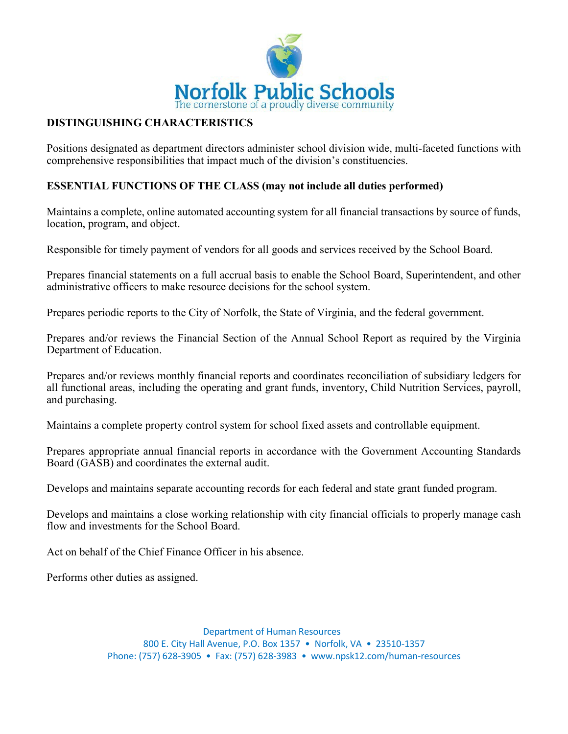## DISTINGUISHING CHARACTERISTICS

Positions designated as department directors administer school division wide, multi-faceted functions with comprehensive responsibilities that impact much of the division's constituencies.

## ESSENTIAL FUNCTIONS OF THE CLASS (may not include all duties performed)

Maintains a complete, online automated accounting system for all financial transactions by source of funds, location, program, and object.

Responsible for timely payment of vendors for all goods and services received by the School Board.

Prepares financial statements on a full accrual basis to enable the School Board, Superintendent, and other administrative officers to make resource decisions for the school system.

Prepares periodic reports to the City of Norfolk, the State of Virginia, and the federal government.

Prepares and/or reviews the Financial Section of the Annual School Report as required by the Virginia Department of Education.

Prepares and/or reviews monthly financial reports and coordinates reconciliation of subsidiary ledgers for all functional areas, including the operating and grant funds, inventory, Child Nutrition Services, payroll, and purchasing.

Maintains a complete property control system for school fixed assets and controllable equipment.

Prepares appropriate annual financial reports in accordance with the Government Accounting Standards Board (GASB) and coordinates the external audit.

Develops and maintains separate accounting records for each federal and state grant funded program.

Develops and maintains a close working relationship with city financial officials to properly manage cash flow and investments for the School Board.

Act on behalf of the Chief Finance Officer in his absence.

Performs other duties as assigned.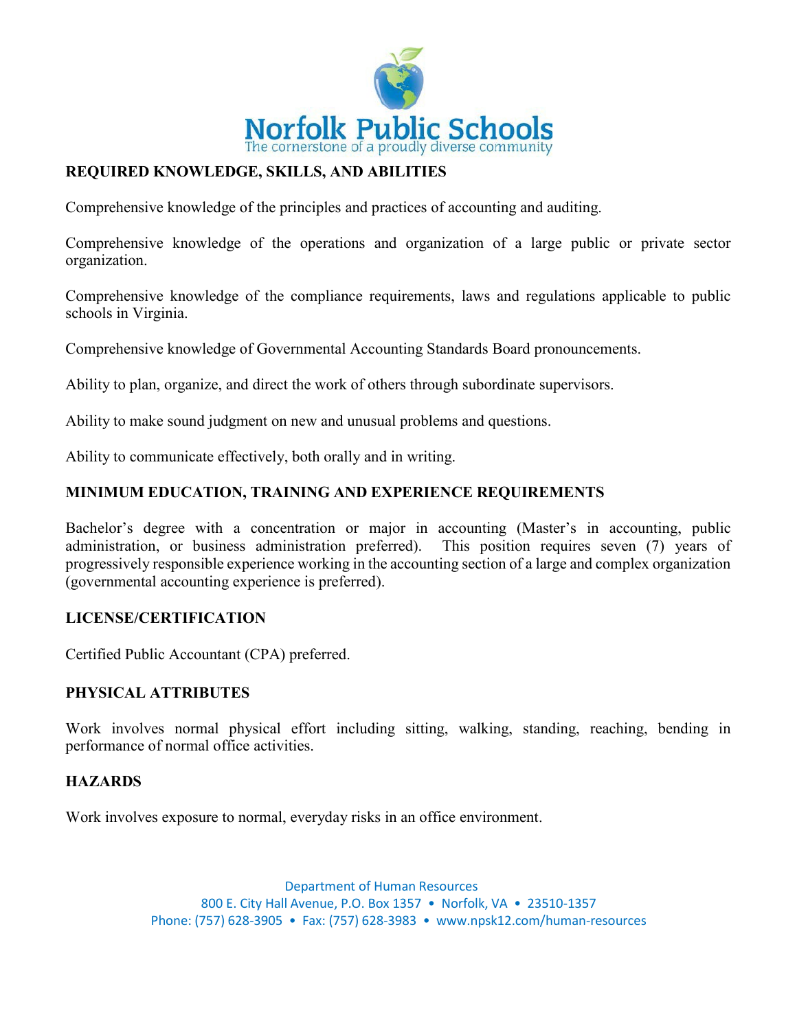## REQUIRED KNOWLEDGE, SKILLS, AND ABILITIES

Comprehensive knowledge of the principles and practices of accounting and auditing.

Comprehensive knowledge of the operations and organization of a large public or private sector organization.

Comprehensive knowledge of the compliance requirements, laws and regulations applicable to public schools in Virginia.

Comprehensive knowledge of Governmental Accounting Standards Board pronouncements.

Ability to plan, organize, and direct the work of others through subordinate supervisors.

Ability to make sound judgment on new and unusual problems and questions.

Ability to communicate effectively, both orally and in writing.

## MINIMUM EDUCATION, TRAINING AND EXPERIENCE REQUIREMENTS

Bachelor's degree with a concentration or major in accounting (Master's in accounting, public administration, or business administration preferred). This position requires seven (7) years of progressively responsible experience working in the accounting section of a large and complex organization (governmental accounting experience is preferred).

## LICENSE/CERTIFICATION

Certified Public Accountant (CPA) preferred.

## PHYSICAL ATTRIBUTES

Work involves normal physical effort including sitting, walking, standing, reaching, bending in performance of normal office activities.

## HAZARDS

Work involves exposure to normal, everyday risks in an office environment.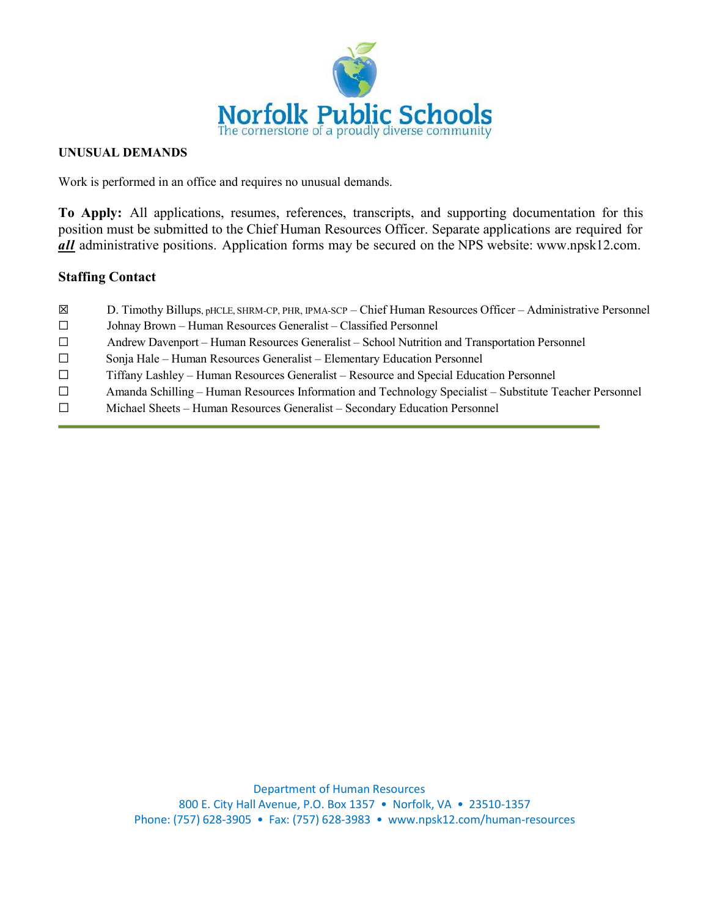**UNUSUAL DEMANDS**

Work is performed in an office and requires no unusual demands.

**To Apply:** All applications, resumes, references, transcripts, and supporting documentation for this position must be submitted to the Chief Human Resources Officer. Separate applications are required for ***all*** administrative positions. Application forms may be secured on the NPS website: www.npsk12.com.

**Staffing Contact**

- ☒ D. Timothy Billups, pHCLE, SHRM-CP, PHR, IPMA-SCP – Chief Human Resources Officer – Administrative Personnel
- ☐ Johnay Brown – Human Resources Generalist – Classified Personnel
- ☐ Andrew Davenport – Human Resources Generalist – School Nutrition and Transportation Personnel
- ☐ Sonja Hale – Human Resources Generalist – Elementary Education Personnel
- ☐ Tiffany Lashley – Human Resources Generalist – Resource and Special Education Personnel
- ☐ Amanda Schilling – Human Resources Information and Technology Specialist – Substitute Teacher Personnel
- ☐ Michael Sheets – Human Resources Generalist – Secondary Education Personnel